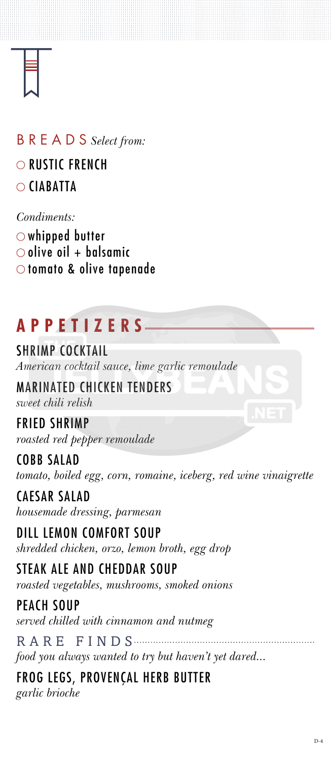## BREADS *Select from:*

- ○ RUSTIC FRENCH
- ○ CIABATTA

*Condiments:*

- ○ whipped butter
- ○ olive oil + balsamic
- ○ tomato & olive tapenade

## APPETIZERS

**SHRIMP COCKTAIL**
*American cocktail sauce, lime garlic remoulade*

**MARINATED CHICKEN TENDERS**
*sweet chili relish*

**FRIED SHRIMP**
*roasted red pepper remoulade*

**COBB SALAD**
*tomato, boiled egg, corn, romaine, iceberg, red wine vinaigrette*

**CAESAR SALAD**
*housemade dressing, parmesan*

**DILL LEMON COMFORT SOUP**
*shredded chicken, orzo, lemon broth, egg drop*

**STEAK ALE AND CHEDDAR SOUP**
*roasted vegetables, mushrooms, smoked onions*

**PEACH SOUP**
*served chilled with cinnamon and nutmeg*

### RARE FINDS

*food you always wanted to try but haven't yet dared...*

**FROG LEGS, PROVENÇAL HERB BUTTER**
*garlic brioche*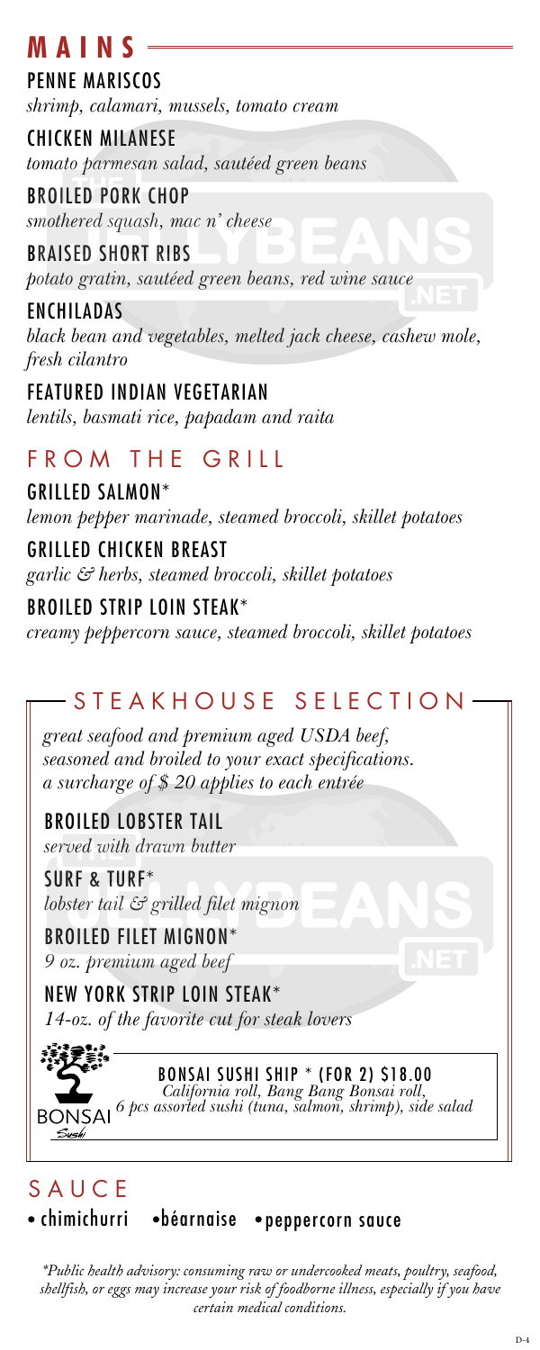# MAINS

### PENNE MARISCOS
*shrimp, calamari, mussels, tomato cream*

### CHICKEN MILANESE
*tomato parmesan salad, sautéed green beans*

### BROILED PORK CHOP
*smothered squash, mac n' cheese*

### BRAISED SHORT RIBS
*potato gratin, sautéed green beans, red wine sauce*

### ENCHILADAS
*black bean and vegetables, melted jack cheese, cashew mole, fresh cilantro*

### FEATURED INDIAN VEGETARIAN
*lentils, basmati rice, papadam and raita*

## FROM THE GRILL

### GRILLED SALMON*
*lemon pepper marinade, steamed broccoli, skillet potatoes*

### GRILLED CHICKEN BREAST
*garlic & herbs, steamed broccoli, skillet potatoes*

### BROILED STRIP LOIN STEAK*
*creamy peppercorn sauce, steamed broccoli, skillet potatoes*

## STEAKHOUSE SELECTION

*great seafood and premium aged USDA beef, seasoned and broiled to your exact specifications. a surcharge of $ 20 applies to each entrée*

### BROILED LOBSTER TAIL
*served with drawn butter*

### SURF & TURF*
*lobster tail & grilled filet mignon*

### BROILED FILET MIGNON*
*9 oz. premium aged beef*

### NEW YORK STRIP LOIN STEAK*
*14-oz. of the favorite cut for steak lovers*

BONSAI Sushi

### BONSAI SUSHI SHIP * (FOR 2) $18.00
*California roll, Bang Bang Bonsai roll, 6 pcs assorted sushi (tuna, salmon, shrimp), side salad*

## SAUCE

- chimichurri
- béarnaise
- peppercorn sauce

*\*Public health advisory: consuming raw or undercooked meats, poultry, seafood, shellfish, or eggs may increase your risk of foodborne illness, especially if you have certain medical conditions.*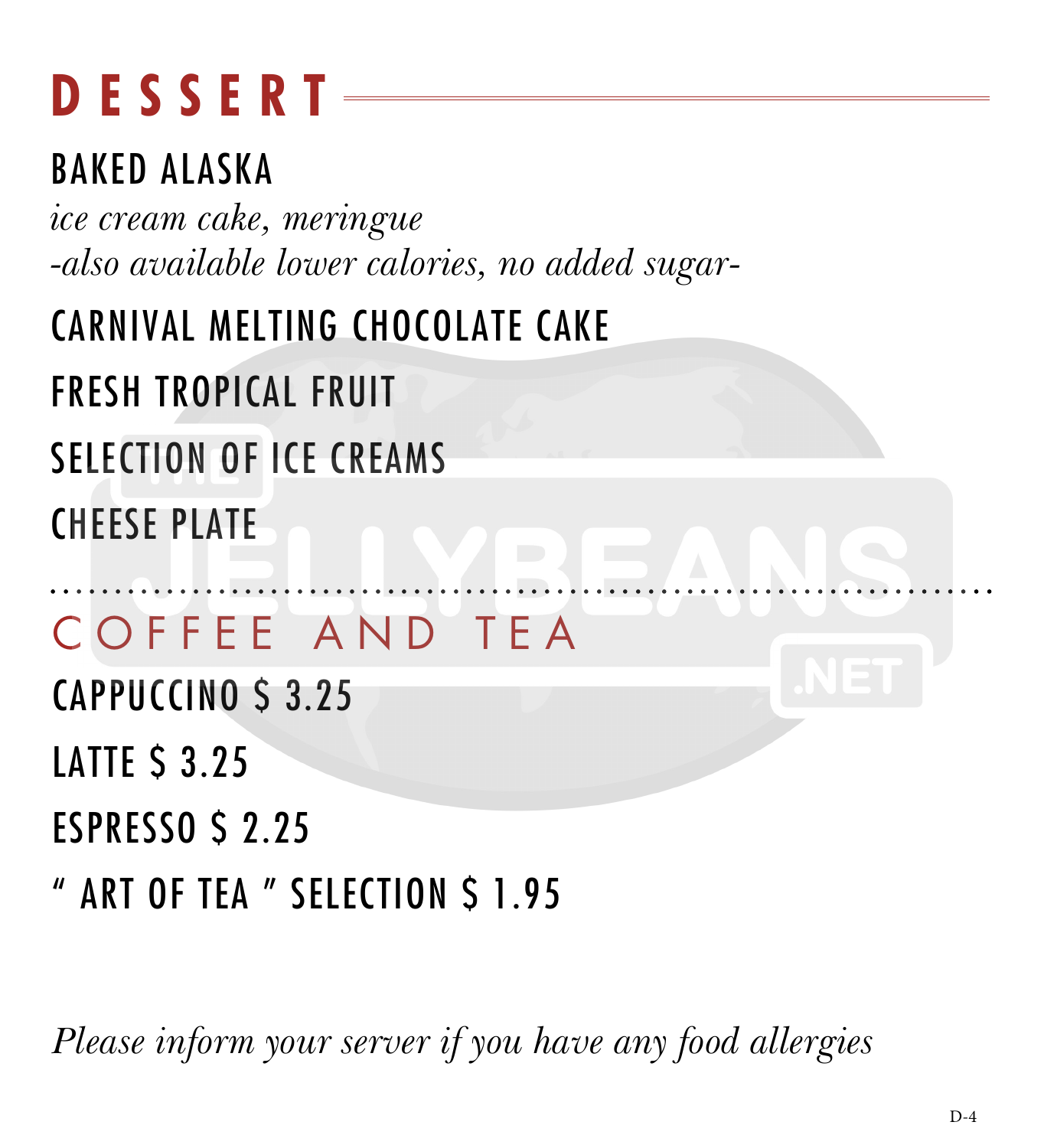# DESSERT

## BAKED ALASKA

*ice cream cake, meringue*
*-also available lower calories, no added sugar-*

## CARNIVAL MELTING CHOCOLATE CAKE

## FRESH TROPICAL FRUIT

## SELECTION OF ICE CREAMS

## CHEESE PLATE

---

# COFFEE AND TEA

CAPPUCCINO $ 3.25

LATTE $ 3.25

ESPRESSO $ 2.25

" ART OF TEA " SELECTION $ 1.95

*Please inform your server if you have any food allergies*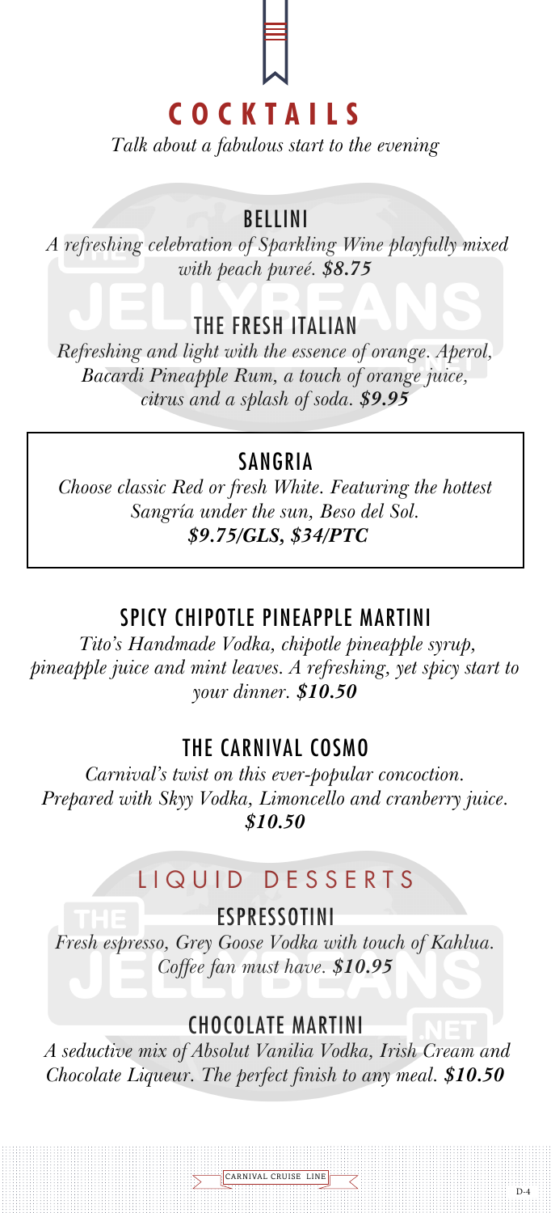# COCKTAILS

*Talk about a fabulous start to the evening*

## BELLINI

*A refreshing celebration of Sparkling Wine playfully mixed with peach pureé. **$8.75***

## THE FRESH ITALIAN

*Refreshing and light with the essence of orange. Aperol, Bacardi Pineapple Rum, a touch of orange juice, citrus and a splash of soda. **$9.95***

## SANGRIA

*Choose classic Red or fresh White. Featuring the hottest Sangría under the sun, Beso del Sol.*
***$9.75/GLS, $34/PTC***

## SPICY CHIPOTLE PINEAPPLE MARTINI

*Tito's Handmade Vodka, chipotle pineapple syrup, pineapple juice and mint leaves. A refreshing, yet spicy start to your dinner. **$10.50***

## THE CARNIVAL COSMO

*Carnival's twist on this ever-popular concoction. Prepared with Skyy Vodka, Limoncello and cranberry juice.*
***$10.50***

# LIQUID DESSERTS

## ESPRESSOTINI

*Fresh espresso, Grey Goose Vodka with touch of Kahlua. Coffee fan must have. **$10.95***

## CHOCOLATE MARTINI

*A seductive mix of Absolut Vanilia Vodka, Irish Cream and Chocolate Liqueur. The perfect finish to any meal. **$10.50***

CARNIVAL CRUISE LINE